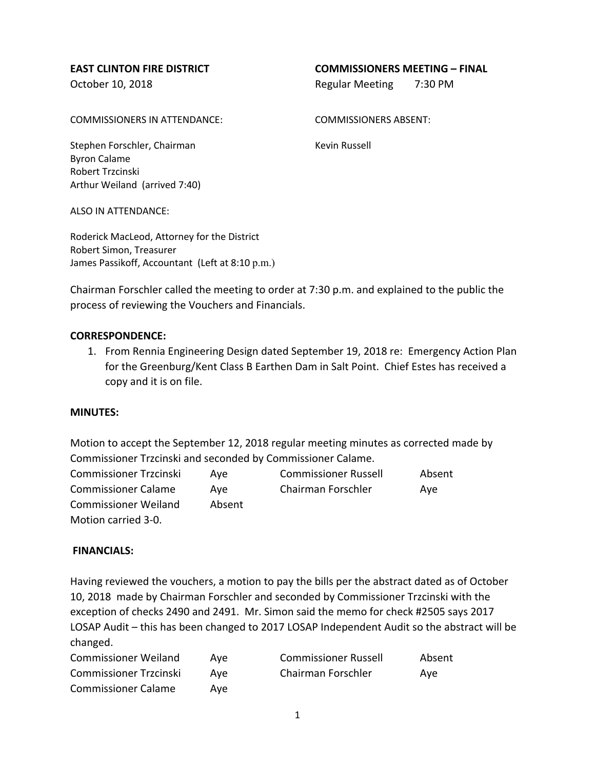**EAST CLINTON FIRE DISTRICT** **COMMISSIONERS MEETING – FINAL**

October 10, 2018 Regular Meeting 7:30 PM

COMMISSIONERS IN ATTENDANCE:

Stephen Forschler, Chairman
Byron Calame
Robert Trzcinski
Arthur Weiland (arrived 7:40)

COMMISSIONERS ABSENT:

Kevin Russell

ALSO IN ATTENDANCE:

Roderick MacLeod, Attorney for the District
Robert Simon, Treasurer
James Passikoff, Accountant (Left at 8:10 p.m.)

Chairman Forschler called the meeting to order at 7:30 p.m. and explained to the public the process of reviewing the Vouchers and Financials.

**CORRESPONDENCE:**

1. From Rennia Engineering Design dated September 19, 2018 re: Emergency Action Plan for the Greenburg/Kent Class B Earthen Dam in Salt Point. Chief Estes has received a copy and it is on file.

**MINUTES:**

Motion to accept the September 12, 2018 regular meeting minutes as corrected made by Commissioner Trzcinski and seconded by Commissioner Calame.

| | | | |
|---|---|---|---|
| Commissioner Trzcinski | Aye | Commissioner Russell | Absent |
| Commissioner Calame | Aye | Chairman Forschler | Aye |
| Commissioner Weiland | Absent | | |

Motion carried 3-0.

**FINANCIALS:**

Having reviewed the vouchers, a motion to pay the bills per the abstract dated as of October 10, 2018 made by Chairman Forschler and seconded by Commissioner Trzcinski with the exception of checks 2490 and 2491. Mr. Simon said the memo for check #2505 says 2017 LOSAP Audit – this has been changed to 2017 LOSAP Independent Audit so the abstract will be changed.

| | | | |
|---|---|---|---|
| Commissioner Weiland | Aye | Commissioner Russell | Absent |
| Commissioner Trzcinski | Aye | Chairman Forschler | Aye |
| Commissioner Calame | Aye | | |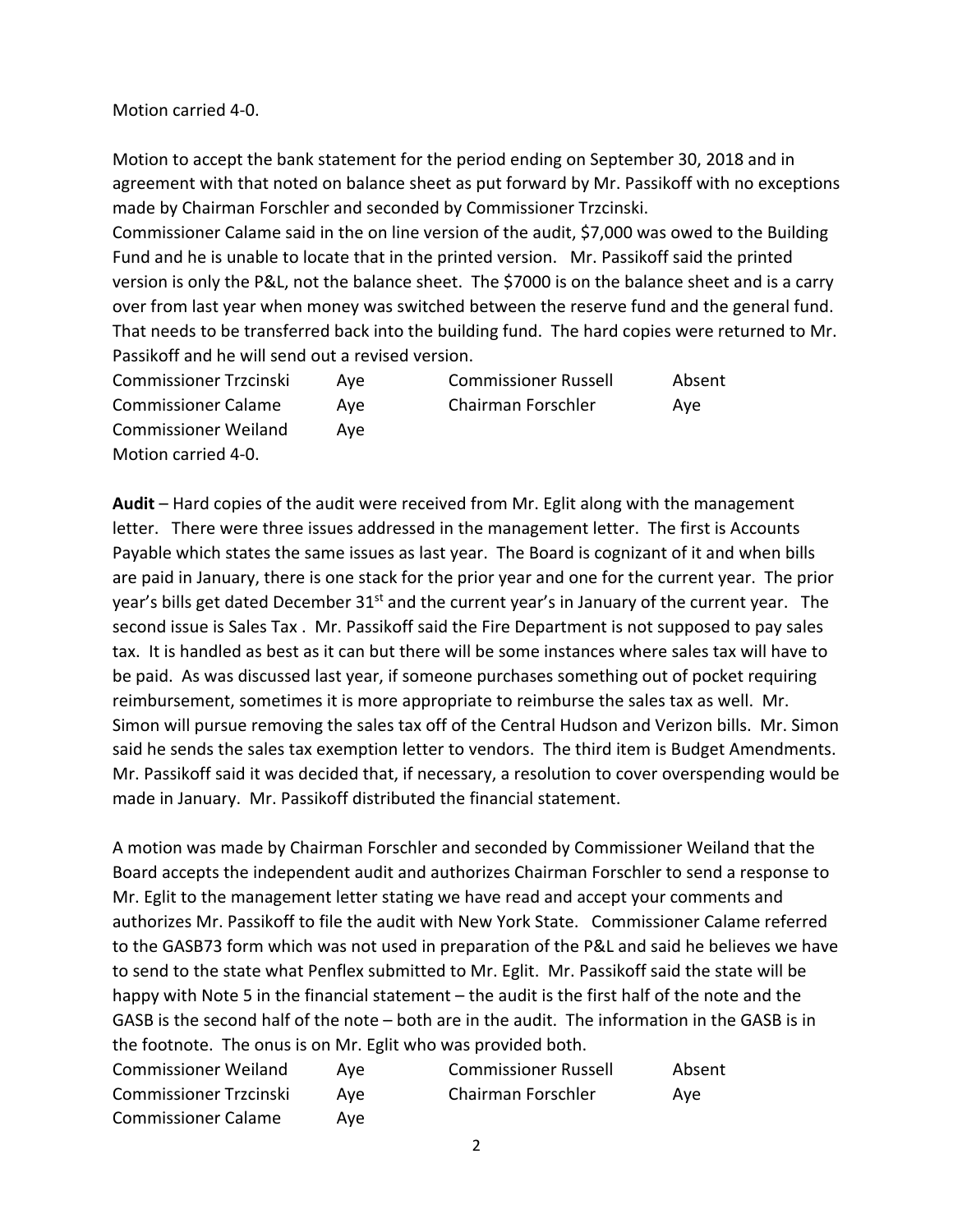Motion carried 4-0.

Motion to accept the bank statement for the period ending on September 30, 2018 and in agreement with that noted on balance sheet as put forward by Mr. Passikoff with no exceptions made by Chairman Forschler and seconded by Commissioner Trzcinski.
Commissioner Calame said in the on line version of the audit, $7,000 was owed to the Building Fund and he is unable to locate that in the printed version. Mr. Passikoff said the printed version is only the P&L, not the balance sheet. The $7000 is on the balance sheet and is a carry over from last year when money was switched between the reserve fund and the general fund. That needs to be transferred back into the building fund. The hard copies were returned to Mr. Passikoff and he will send out a revised version.

| | | | |
|---|---|---|---|
| Commissioner Trzcinski | Aye | Commissioner Russell | Absent |
| Commissioner Calame | Aye | Chairman Forschler | Aye |
| Commissioner Weiland | Aye | | |

Motion carried 4-0.

**Audit** – Hard copies of the audit were received from Mr. Eglit along with the management letter. There were three issues addressed in the management letter. The first is Accounts Payable which states the same issues as last year. The Board is cognizant of it and when bills are paid in January, there is one stack for the prior year and one for the current year. The prior year's bills get dated December 31st and the current year's in January of the current year. The second issue is Sales Tax . Mr. Passikoff said the Fire Department is not supposed to pay sales tax. It is handled as best as it can but there will be some instances where sales tax will have to be paid. As was discussed last year, if someone purchases something out of pocket requiring reimbursement, sometimes it is more appropriate to reimburse the sales tax as well. Mr. Simon will pursue removing the sales tax off of the Central Hudson and Verizon bills. Mr. Simon said he sends the sales tax exemption letter to vendors. The third item is Budget Amendments. Mr. Passikoff said it was decided that, if necessary, a resolution to cover overspending would be made in January. Mr. Passikoff distributed the financial statement.

A motion was made by Chairman Forschler and seconded by Commissioner Weiland that the Board accepts the independent audit and authorizes Chairman Forschler to send a response to Mr. Eglit to the management letter stating we have read and accept your comments and authorizes Mr. Passikoff to file the audit with New York State. Commissioner Calame referred to the GASB73 form which was not used in preparation of the P&L and said he believes we have to send to the state what Penflex submitted to Mr. Eglit. Mr. Passikoff said the state will be happy with Note 5 in the financial statement – the audit is the first half of the note and the GASB is the second half of the note – both are in the audit. The information in the GASB is in the footnote. The onus is on Mr. Eglit who was provided both.

| | | | |
|---|---|---|---|
| Commissioner Weiland | Aye | Commissioner Russell | Absent |
| Commissioner Trzcinski | Aye | Chairman Forschler | Aye |
| Commissioner Calame | Aye | | |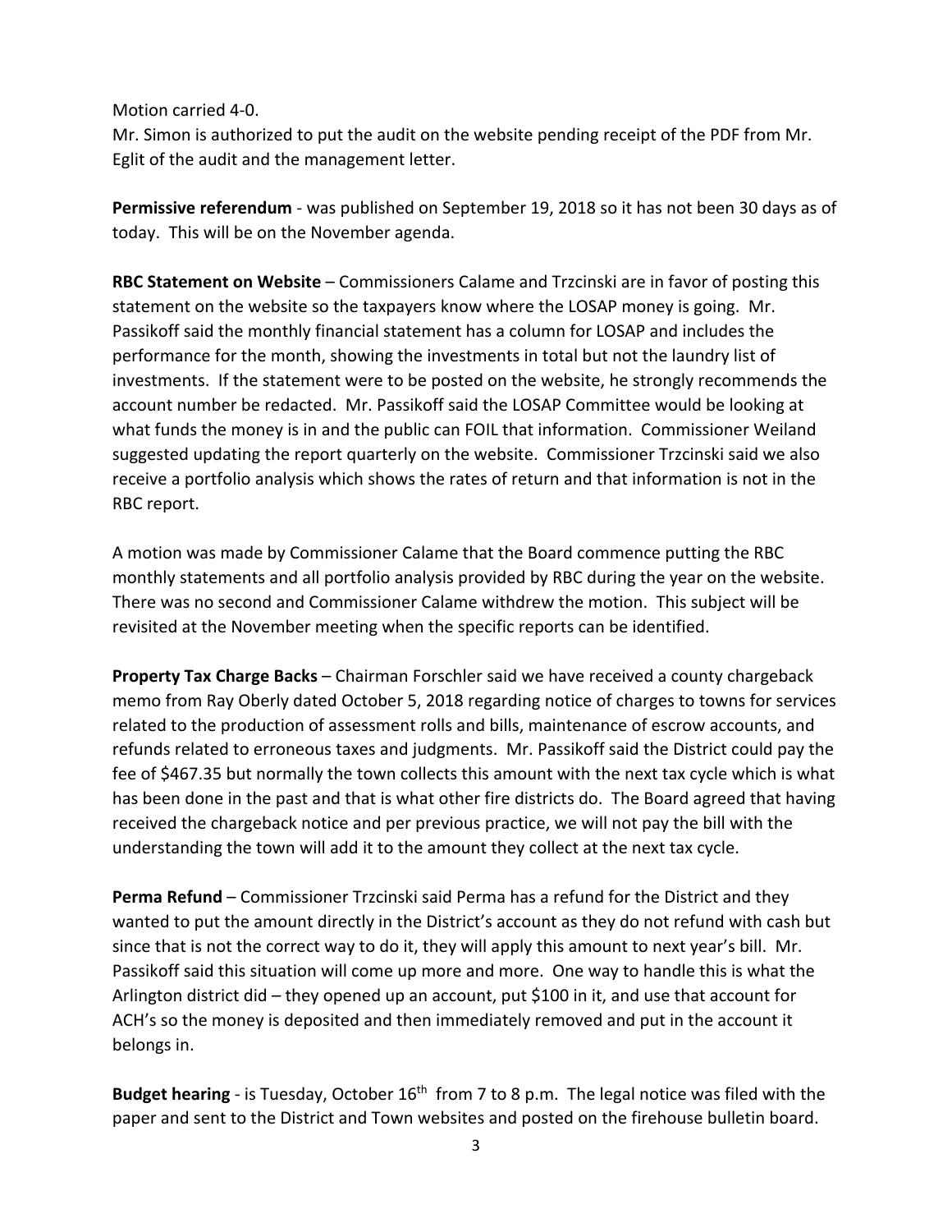Motion carried 4-0.
Mr. Simon is authorized to put the audit on the website pending receipt of the PDF from Mr. Eglit of the audit and the management letter.

**Permissive referendum** - was published on September 19, 2018 so it has not been 30 days as of today. This will be on the November agenda.

**RBC Statement on Website** – Commissioners Calame and Trzcinski are in favor of posting this statement on the website so the taxpayers know where the LOSAP money is going. Mr. Passikoff said the monthly financial statement has a column for LOSAP and includes the performance for the month, showing the investments in total but not the laundry list of investments. If the statement were to be posted on the website, he strongly recommends the account number be redacted. Mr. Passikoff said the LOSAP Committee would be looking at what funds the money is in and the public can FOIL that information. Commissioner Weiland suggested updating the report quarterly on the website. Commissioner Trzcinski said we also receive a portfolio analysis which shows the rates of return and that information is not in the RBC report.

A motion was made by Commissioner Calame that the Board commence putting the RBC monthly statements and all portfolio analysis provided by RBC during the year on the website. There was no second and Commissioner Calame withdrew the motion. This subject will be revisited at the November meeting when the specific reports can be identified.

**Property Tax Charge Backs** – Chairman Forschler said we have received a county chargeback memo from Ray Oberly dated October 5, 2018 regarding notice of charges to towns for services related to the production of assessment rolls and bills, maintenance of escrow accounts, and refunds related to erroneous taxes and judgments. Mr. Passikoff said the District could pay the fee of $467.35 but normally the town collects this amount with the next tax cycle which is what has been done in the past and that is what other fire districts do. The Board agreed that having received the chargeback notice and per previous practice, we will not pay the bill with the understanding the town will add it to the amount they collect at the next tax cycle.

**Perma Refund** – Commissioner Trzcinski said Perma has a refund for the District and they wanted to put the amount directly in the District's account as they do not refund with cash but since that is not the correct way to do it, they will apply this amount to next year's bill. Mr. Passikoff said this situation will come up more and more. One way to handle this is what the Arlington district did – they opened up an account, put $100 in it, and use that account for ACH's so the money is deposited and then immediately removed and put in the account it belongs in.

**Budget hearing** - is Tuesday, October 16th from 7 to 8 p.m. The legal notice was filed with the paper and sent to the District and Town websites and posted on the firehouse bulletin board.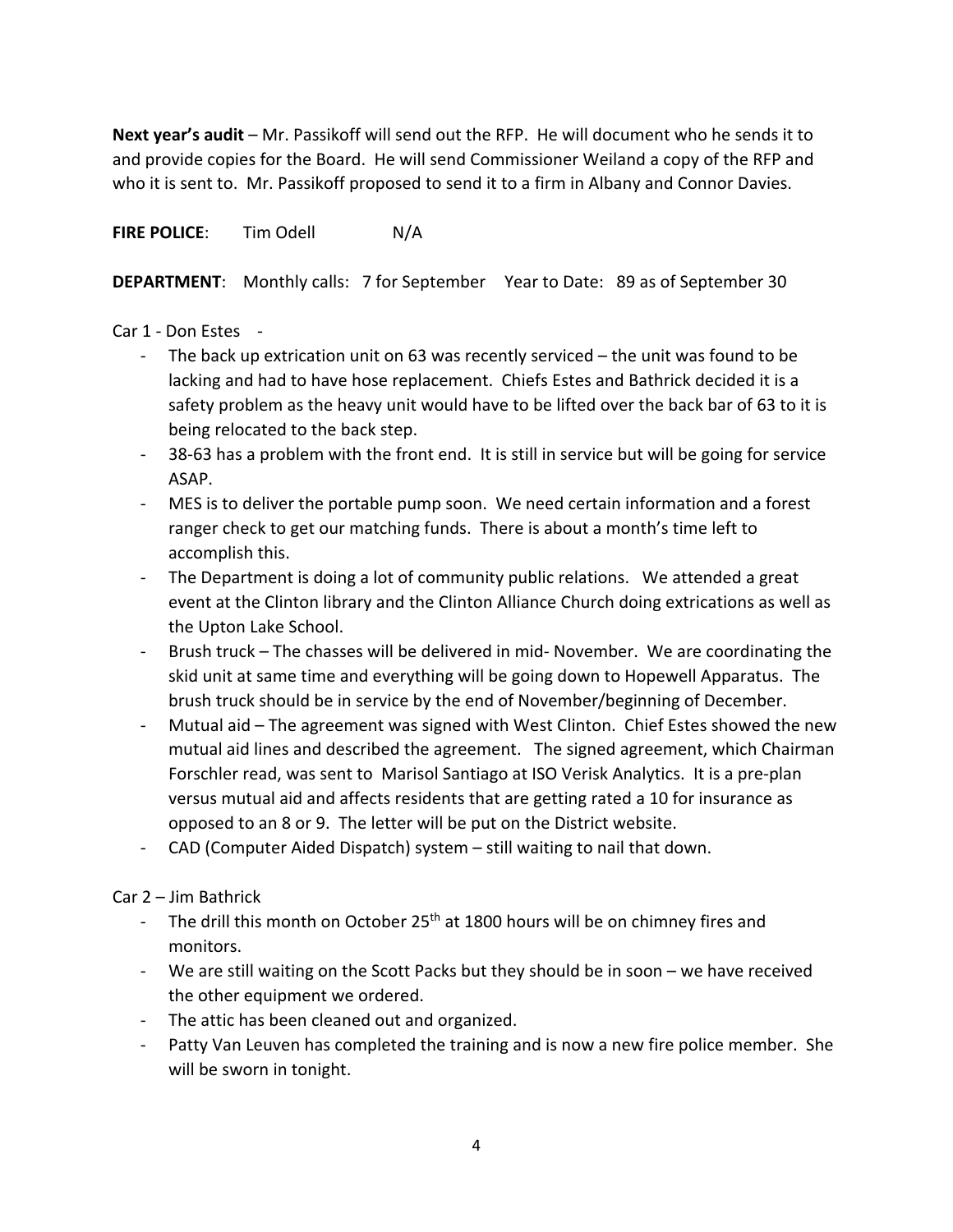**Next year's audit** – Mr. Passikoff will send out the RFP. He will document who he sends it to and provide copies for the Board. He will send Commissioner Weiland a copy of the RFP and who it is sent to. Mr. Passikoff proposed to send it to a firm in Albany and Connor Davies.

**FIRE POLICE**: Tim Odell N/A

**DEPARTMENT**: Monthly calls: 7 for September Year to Date: 89 as of September 30

Car 1 - Don Estes -

- The back up extrication unit on 63 was recently serviced – the unit was found to be lacking and had to have hose replacement. Chiefs Estes and Bathrick decided it is a safety problem as the heavy unit would have to be lifted over the back bar of 63 to it is being relocated to the back step.
- 38-63 has a problem with the front end. It is still in service but will be going for service ASAP.
- MES is to deliver the portable pump soon. We need certain information and a forest ranger check to get our matching funds. There is about a month's time left to accomplish this.
- The Department is doing a lot of community public relations. We attended a great event at the Clinton library and the Clinton Alliance Church doing extrications as well as the Upton Lake School.
- Brush truck – The chasses will be delivered in mid- November. We are coordinating the skid unit at same time and everything will be going down to Hopewell Apparatus. The brush truck should be in service by the end of November/beginning of December.
- Mutual aid – The agreement was signed with West Clinton. Chief Estes showed the new mutual aid lines and described the agreement. The signed agreement, which Chairman Forschler read, was sent to Marisol Santiago at ISO Verisk Analytics. It is a pre-plan versus mutual aid and affects residents that are getting rated a 10 for insurance as opposed to an 8 or 9. The letter will be put on the District website.
- CAD (Computer Aided Dispatch) system – still waiting to nail that down.

Car 2 – Jim Bathrick

- The drill this month on October 25th at 1800 hours will be on chimney fires and monitors.
- We are still waiting on the Scott Packs but they should be in soon – we have received the other equipment we ordered.
- The attic has been cleaned out and organized.
- Patty Van Leuven has completed the training and is now a new fire police member. She will be sworn in tonight.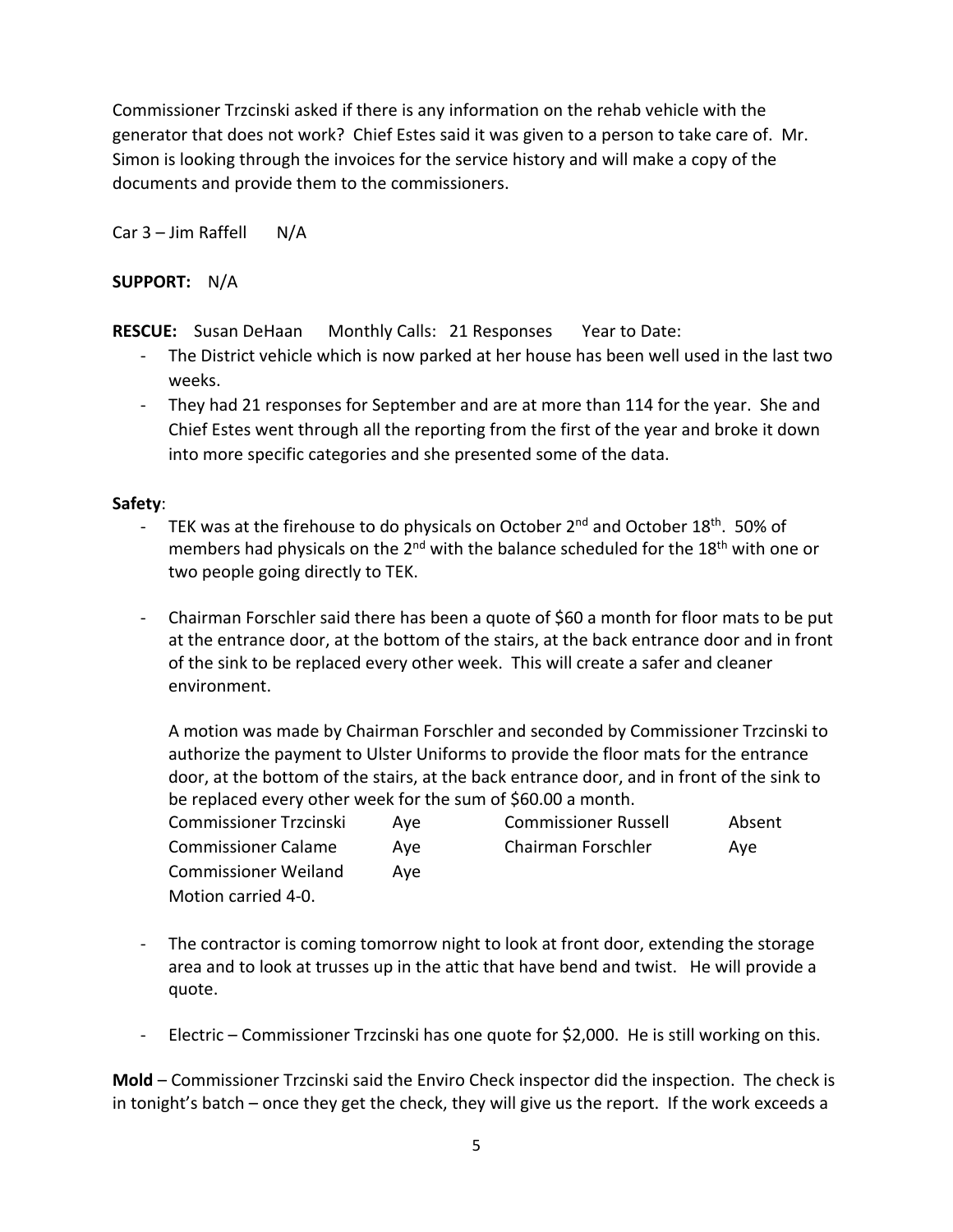Commissioner Trzcinski asked if there is any information on the rehab vehicle with the generator that does not work? Chief Estes said it was given to a person to take care of. Mr. Simon is looking through the invoices for the service history and will make a copy of the documents and provide them to the commissioners.

Car 3 – Jim Raffell N/A

**SUPPORT:** N/A

**RESCUE:** Susan DeHaan Monthly Calls: 21 Responses Year to Date:

- The District vehicle which is now parked at her house has been well used in the last two weeks.
- They had 21 responses for September and are at more than 114 for the year. She and Chief Estes went through all the reporting from the first of the year and broke it down into more specific categories and she presented some of the data.

**Safety**:

- TEK was at the firehouse to do physicals on October 2nd and October 18th. 50% of members had physicals on the 2nd with the balance scheduled for the 18th with one or two people going directly to TEK.

- Chairman Forschler said there has been a quote of $60 a month for floor mats to be put at the entrance door, at the bottom of the stairs, at the back entrance door and in front of the sink to be replaced every other week. This will create a safer and cleaner environment.

  A motion was made by Chairman Forschler and seconded by Commissioner Trzcinski to authorize the payment to Ulster Uniforms to provide the floor mats for the entrance door, at the bottom of the stairs, at the back entrance door, and in front of the sink to be replaced every other week for the sum of $60.00 a month.

  | | | | |
  |---|---|---|---|
  | Commissioner Trzcinski | Aye | Commissioner Russell | Absent |
  | Commissioner Calame | Aye | Chairman Forschler | Aye |
  | Commissioner Weiland | Aye | | |

  Motion carried 4-0.

- The contractor is coming tomorrow night to look at front door, extending the storage area and to look at trusses up in the attic that have bend and twist. He will provide a quote.

- Electric – Commissioner Trzcinski has one quote for $2,000. He is still working on this.

**Mold** – Commissioner Trzcinski said the Enviro Check inspector did the inspection. The check is in tonight's batch – once they get the check, they will give us the report. If the work exceeds a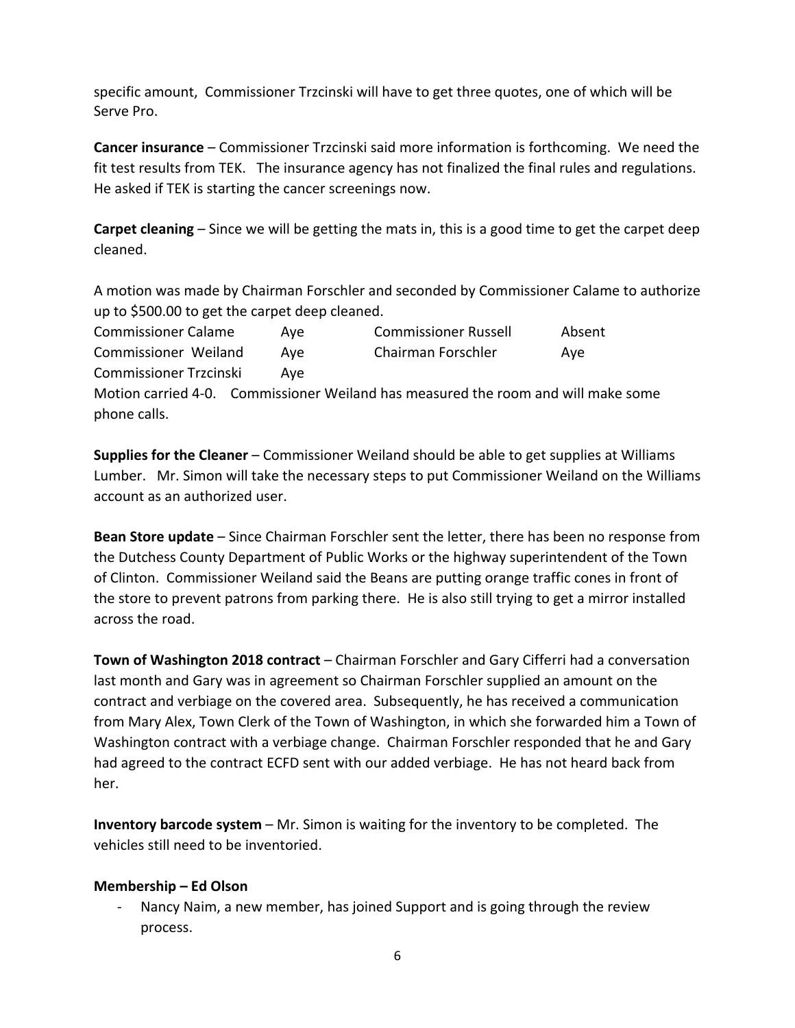specific amount, Commissioner Trzcinski will have to get three quotes, one of which will be Serve Pro.

**Cancer insurance** – Commissioner Trzcinski said more information is forthcoming. We need the fit test results from TEK. The insurance agency has not finalized the final rules and regulations. He asked if TEK is starting the cancer screenings now.

**Carpet cleaning** – Since we will be getting the mats in, this is a good time to get the carpet deep cleaned.

A motion was made by Chairman Forschler and seconded by Commissioner Calame to authorize up to $500.00 to get the carpet deep cleaned.

| | | | |
|---|---|---|---|
| Commissioner Calame | Aye | Commissioner Russell | Absent |
| Commissioner Weiland | Aye | Chairman Forschler | Aye |
| Commissioner Trzcinski | Aye | | |

Motion carried 4-0. Commissioner Weiland has measured the room and will make some phone calls.

**Supplies for the Cleaner** – Commissioner Weiland should be able to get supplies at Williams Lumber. Mr. Simon will take the necessary steps to put Commissioner Weiland on the Williams account as an authorized user.

**Bean Store update** – Since Chairman Forschler sent the letter, there has been no response from the Dutchess County Department of Public Works or the highway superintendent of the Town of Clinton. Commissioner Weiland said the Beans are putting orange traffic cones in front of the store to prevent patrons from parking there. He is also still trying to get a mirror installed across the road.

**Town of Washington 2018 contract** – Chairman Forschler and Gary Cifferri had a conversation last month and Gary was in agreement so Chairman Forschler supplied an amount on the contract and verbiage on the covered area. Subsequently, he has received a communication from Mary Alex, Town Clerk of the Town of Washington, in which she forwarded him a Town of Washington contract with a verbiage change. Chairman Forschler responded that he and Gary had agreed to the contract ECFD sent with our added verbiage. He has not heard back from her.

**Inventory barcode system** – Mr. Simon is waiting for the inventory to be completed. The vehicles still need to be inventoried.

**Membership – Ed Olson**

- Nancy Naim, a new member, has joined Support and is going through the review process.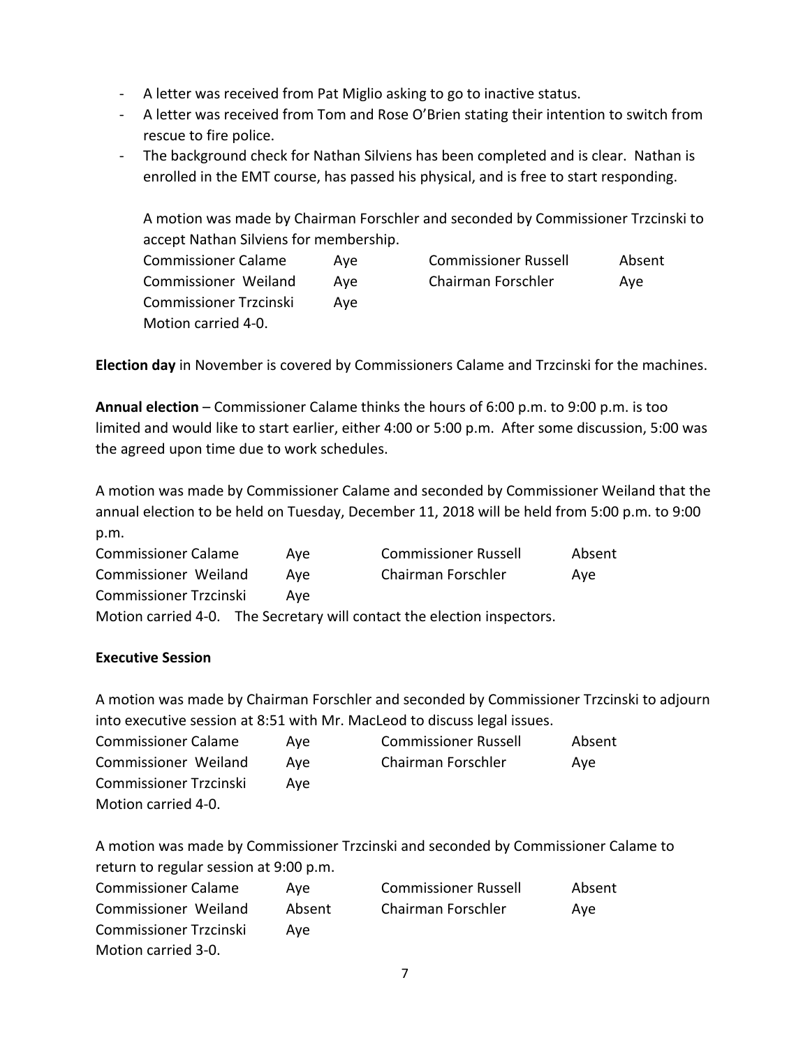- A letter was received from Pat Miglio asking to go to inactive status.
- A letter was received from Tom and Rose O'Brien stating their intention to switch from rescue to fire police.
- The background check for Nathan Silviens has been completed and is clear. Nathan is enrolled in the EMT course, has passed his physical, and is free to start responding.

  A motion was made by Chairman Forschler and seconded by Commissioner Trzcinski to accept Nathan Silviens for membership.

  | | | | |
  |---|---|---|---|
  | Commissioner Calame | Aye | Commissioner Russell | Absent |
  | Commissioner Weiland | Aye | Chairman Forschler | Aye |
  | Commissioner Trzcinski | Aye | | |

  Motion carried 4-0.

**Election day** in November is covered by Commissioners Calame and Trzcinski for the machines.

**Annual election** – Commissioner Calame thinks the hours of 6:00 p.m. to 9:00 p.m. is too limited and would like to start earlier, either 4:00 or 5:00 p.m. After some discussion, 5:00 was the agreed upon time due to work schedules.

A motion was made by Commissioner Calame and seconded by Commissioner Weiland that the annual election to be held on Tuesday, December 11, 2018 will be held from 5:00 p.m. to 9:00 p.m.

| | | | |
|---|---|---|---|
| Commissioner Calame | Aye | Commissioner Russell | Absent |
| Commissioner Weiland | Aye | Chairman Forschler | Aye |
| Commissioner Trzcinski | Aye | | |

Motion carried 4-0. The Secretary will contact the election inspectors.

**Executive Session**

A motion was made by Chairman Forschler and seconded by Commissioner Trzcinski to adjourn into executive session at 8:51 with Mr. MacLeod to discuss legal issues.

| | | | |
|---|---|---|---|
| Commissioner Calame | Aye | Commissioner Russell | Absent |
| Commissioner Weiland | Aye | Chairman Forschler | Aye |
| Commissioner Trzcinski | Aye | | |

Motion carried 4-0.

A motion was made by Commissioner Trzcinski and seconded by Commissioner Calame to return to regular session at 9:00 p.m.

| | | | |
|---|---|---|---|
| Commissioner Calame | Aye | Commissioner Russell | Absent |
| Commissioner Weiland | Absent | Chairman Forschler | Aye |
| Commissioner Trzcinski | Aye | | |

Motion carried 3-0.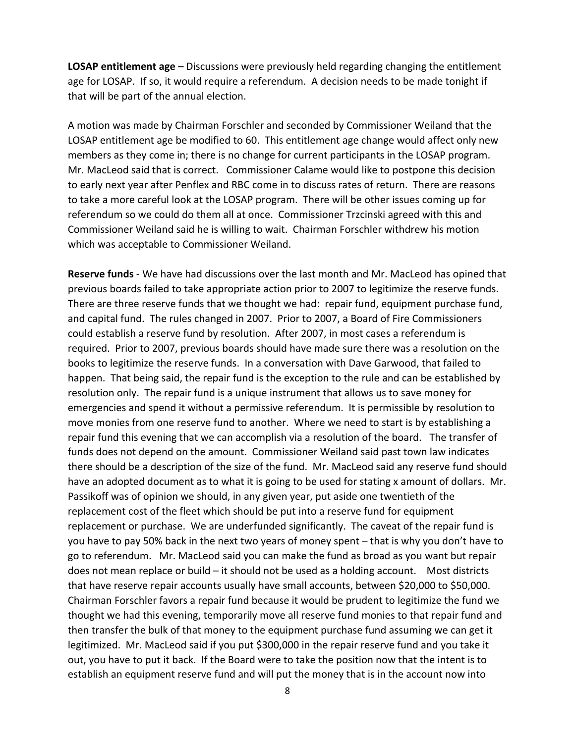**LOSAP entitlement age** – Discussions were previously held regarding changing the entitlement age for LOSAP. If so, it would require a referendum. A decision needs to be made tonight if that will be part of the annual election.

A motion was made by Chairman Forschler and seconded by Commissioner Weiland that the LOSAP entitlement age be modified to 60. This entitlement age change would affect only new members as they come in; there is no change for current participants in the LOSAP program. Mr. MacLeod said that is correct. Commissioner Calame would like to postpone this decision to early next year after Penflex and RBC come in to discuss rates of return. There are reasons to take a more careful look at the LOSAP program. There will be other issues coming up for referendum so we could do them all at once. Commissioner Trzcinski agreed with this and Commissioner Weiland said he is willing to wait. Chairman Forschler withdrew his motion which was acceptable to Commissioner Weiland.

**Reserve funds** - We have had discussions over the last month and Mr. MacLeod has opined that previous boards failed to take appropriate action prior to 2007 to legitimize the reserve funds. There are three reserve funds that we thought we had: repair fund, equipment purchase fund, and capital fund. The rules changed in 2007. Prior to 2007, a Board of Fire Commissioners could establish a reserve fund by resolution. After 2007, in most cases a referendum is required. Prior to 2007, previous boards should have made sure there was a resolution on the books to legitimize the reserve funds. In a conversation with Dave Garwood, that failed to happen. That being said, the repair fund is the exception to the rule and can be established by resolution only. The repair fund is a unique instrument that allows us to save money for emergencies and spend it without a permissive referendum. It is permissible by resolution to move monies from one reserve fund to another. Where we need to start is by establishing a repair fund this evening that we can accomplish via a resolution of the board. The transfer of funds does not depend on the amount. Commissioner Weiland said past town law indicates there should be a description of the size of the fund. Mr. MacLeod said any reserve fund should have an adopted document as to what it is going to be used for stating x amount of dollars. Mr. Passikoff was of opinion we should, in any given year, put aside one twentieth of the replacement cost of the fleet which should be put into a reserve fund for equipment replacement or purchase. We are underfunded significantly. The caveat of the repair fund is you have to pay 50% back in the next two years of money spent – that is why you don't have to go to referendum. Mr. MacLeod said you can make the fund as broad as you want but repair does not mean replace or build – it should not be used as a holding account. Most districts that have reserve repair accounts usually have small accounts, between $20,000 to $50,000. Chairman Forschler favors a repair fund because it would be prudent to legitimize the fund we thought we had this evening, temporarily move all reserve fund monies to that repair fund and then transfer the bulk of that money to the equipment purchase fund assuming we can get it legitimized. Mr. MacLeod said if you put $300,000 in the repair reserve fund and you take it out, you have to put it back. If the Board were to take the position now that the intent is to establish an equipment reserve fund and will put the money that is in the account now into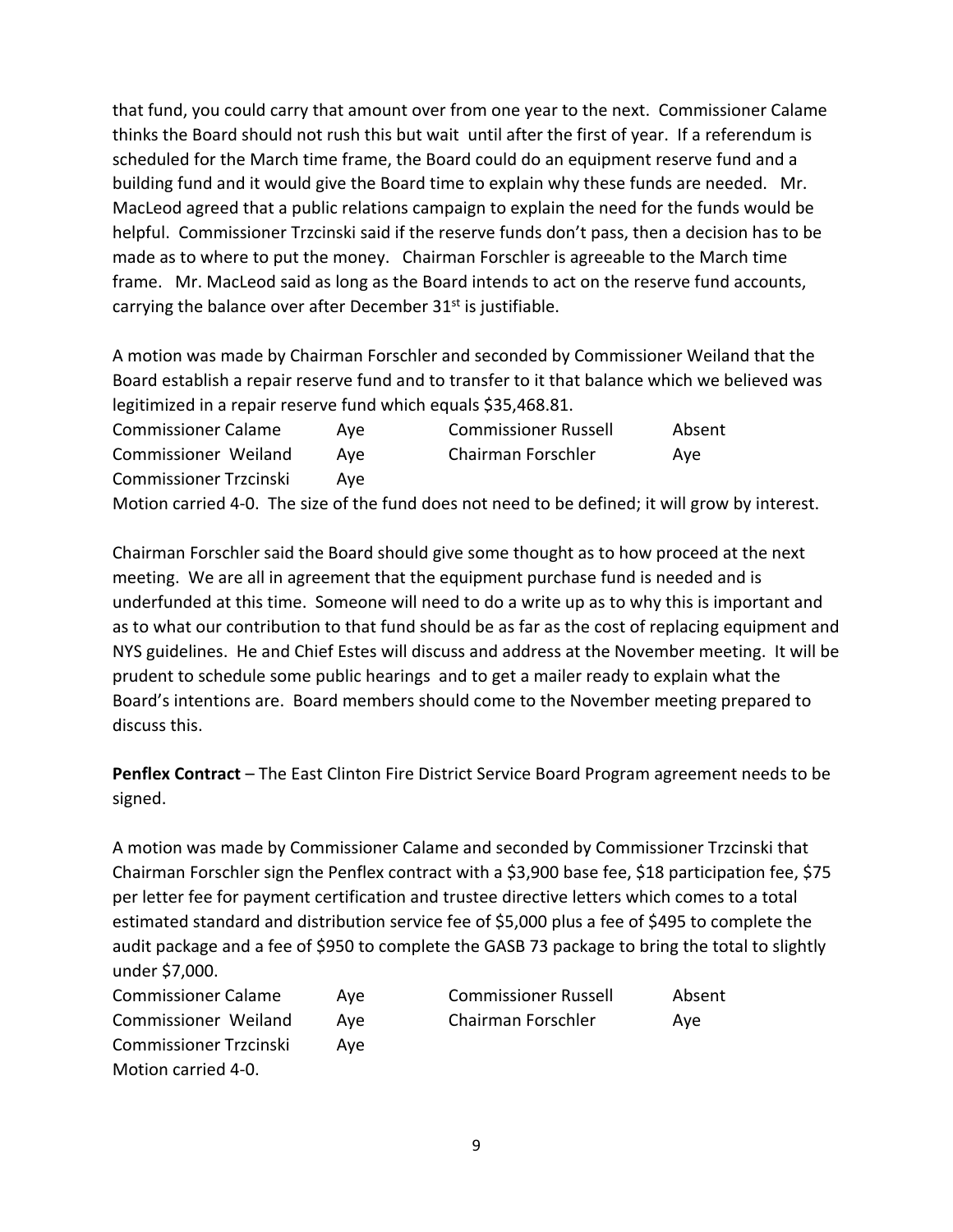that fund, you could carry that amount over from one year to the next. Commissioner Calame thinks the Board should not rush this but wait until after the first of year. If a referendum is scheduled for the March time frame, the Board could do an equipment reserve fund and a building fund and it would give the Board time to explain why these funds are needed. Mr. MacLeod agreed that a public relations campaign to explain the need for the funds would be helpful. Commissioner Trzcinski said if the reserve funds don't pass, then a decision has to be made as to where to put the money. Chairman Forschler is agreeable to the March time frame. Mr. MacLeod said as long as the Board intends to act on the reserve fund accounts, carrying the balance over after December 31st is justifiable.

A motion was made by Chairman Forschler and seconded by Commissioner Weiland that the Board establish a repair reserve fund and to transfer to it that balance which we believed was legitimized in a repair reserve fund which equals $35,468.81.

| | | | |
|---|---|---|---|
| Commissioner Calame | Aye | Commissioner Russell | Absent |
| Commissioner Weiland | Aye | Chairman Forschler | Aye |
| Commissioner Trzcinski | Aye | | |

Motion carried 4-0. The size of the fund does not need to be defined; it will grow by interest.

Chairman Forschler said the Board should give some thought as to how proceed at the next meeting. We are all in agreement that the equipment purchase fund is needed and is underfunded at this time. Someone will need to do a write up as to why this is important and as to what our contribution to that fund should be as far as the cost of replacing equipment and NYS guidelines. He and Chief Estes will discuss and address at the November meeting. It will be prudent to schedule some public hearings and to get a mailer ready to explain what the Board's intentions are. Board members should come to the November meeting prepared to discuss this.

**Penflex Contract** – The East Clinton Fire District Service Board Program agreement needs to be signed.

A motion was made by Commissioner Calame and seconded by Commissioner Trzcinski that Chairman Forschler sign the Penflex contract with a $3,900 base fee, $18 participation fee, $75 per letter fee for payment certification and trustee directive letters which comes to a total estimated standard and distribution service fee of $5,000 plus a fee of $495 to complete the audit package and a fee of $950 to complete the GASB 73 package to bring the total to slightly under $7,000.

| | | | |
|---|---|---|---|
| Commissioner Calame | Aye | Commissioner Russell | Absent |
| Commissioner Weiland | Aye | Chairman Forschler | Aye |
| Commissioner Trzcinski | Aye | | |

Motion carried 4-0.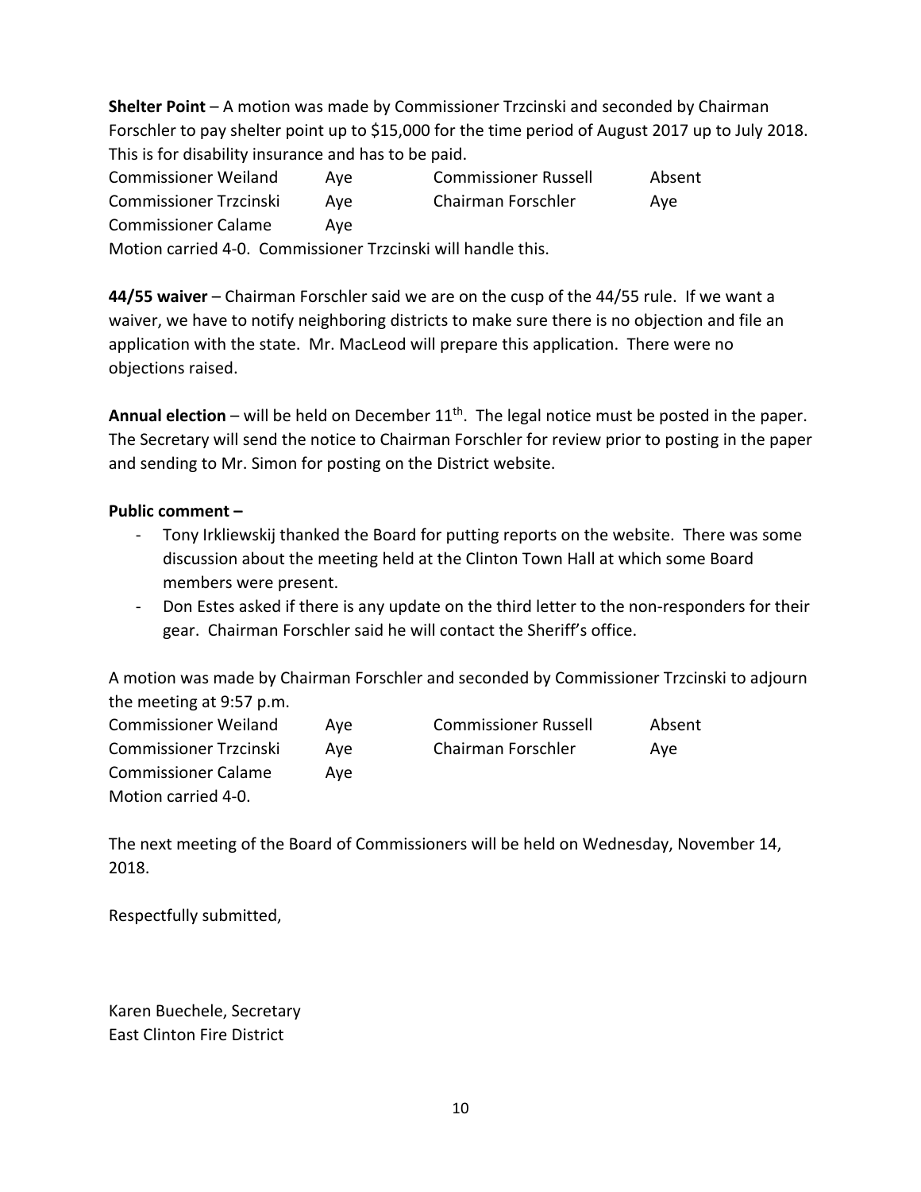**Shelter Point** – A motion was made by Commissioner Trzcinski and seconded by Chairman Forschler to pay shelter point up to $15,000 for the time period of August 2017 up to July 2018. This is for disability insurance and has to be paid.

| | | | |
|---|---|---|---|
| Commissioner Weiland | Aye | Commissioner Russell | Absent |
| Commissioner Trzcinski | Aye | Chairman Forschler | Aye |
| Commissioner Calame | Aye | | |

Motion carried 4-0. Commissioner Trzcinski will handle this.

**44/55 waiver** – Chairman Forschler said we are on the cusp of the 44/55 rule. If we want a waiver, we have to notify neighboring districts to make sure there is no objection and file an application with the state. Mr. MacLeod will prepare this application. There were no objections raised.

**Annual election** – will be held on December 11th. The legal notice must be posted in the paper. The Secretary will send the notice to Chairman Forschler for review prior to posting in the paper and sending to Mr. Simon for posting on the District website.

**Public comment –**

- Tony Irkliewskij thanked the Board for putting reports on the website. There was some discussion about the meeting held at the Clinton Town Hall at which some Board members were present.
- Don Estes asked if there is any update on the third letter to the non-responders for their gear. Chairman Forschler said he will contact the Sheriff's office.

A motion was made by Chairman Forschler and seconded by Commissioner Trzcinski to adjourn the meeting at 9:57 p.m.

| | | | |
|---|---|---|---|
| Commissioner Weiland | Aye | Commissioner Russell | Absent |
| Commissioner Trzcinski | Aye | Chairman Forschler | Aye |
| Commissioner Calame | Aye | | |

Motion carried 4-0.

The next meeting of the Board of Commissioners will be held on Wednesday, November 14, 2018.

Respectfully submitted,

Karen Buechele, Secretary
East Clinton Fire District